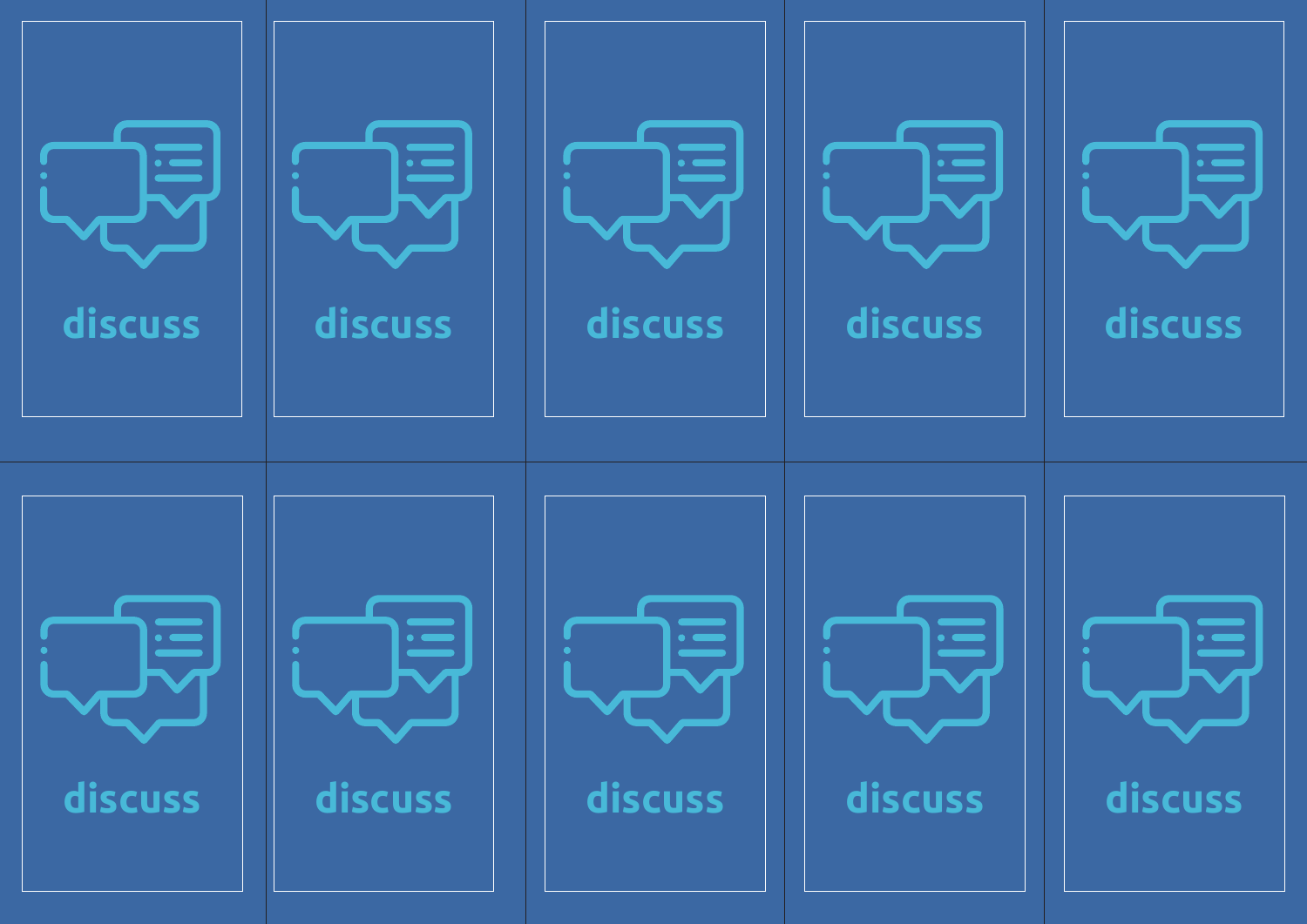discuss

discuss

discuss

discuss

discuss

discuss

discuss

discuss

discuss

discuss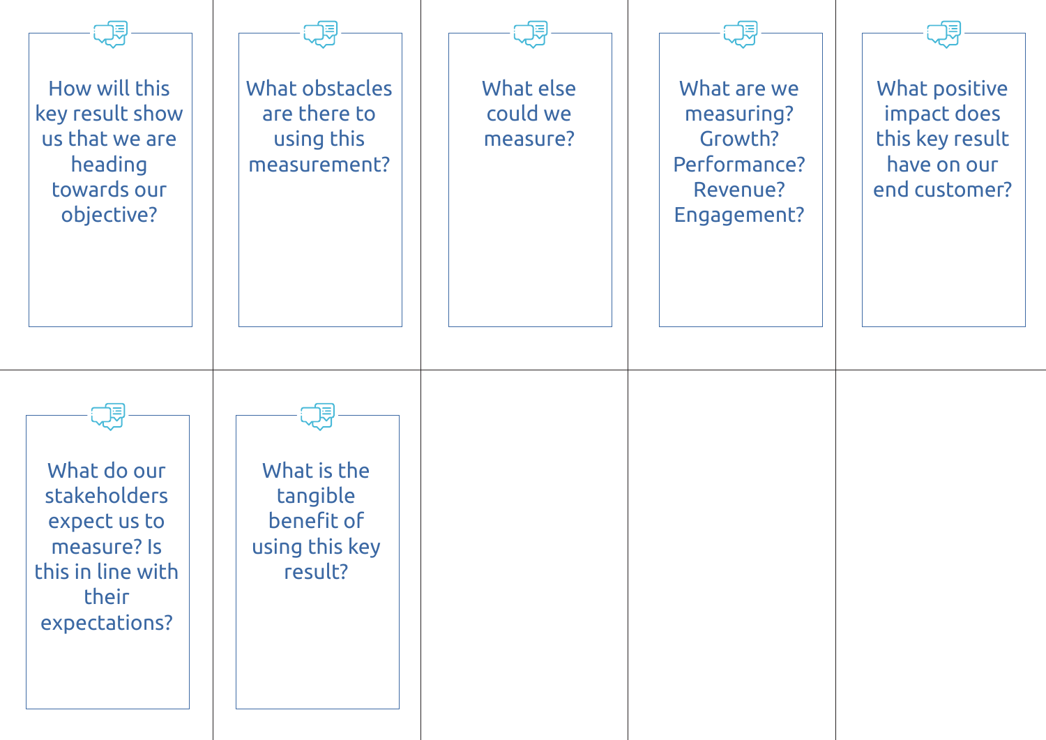How will this key result show us that we are heading towards our objective?

What obstacles are there to using this measurement?

What else could we measure?

What are we measuring? Growth? Performance? Revenue? Engagement?

What positive impact does this key result have on our end customer?

What do our stakeholders expect us to measure? Is this in line with their expectations?

What is the tangible benefit of using this key result?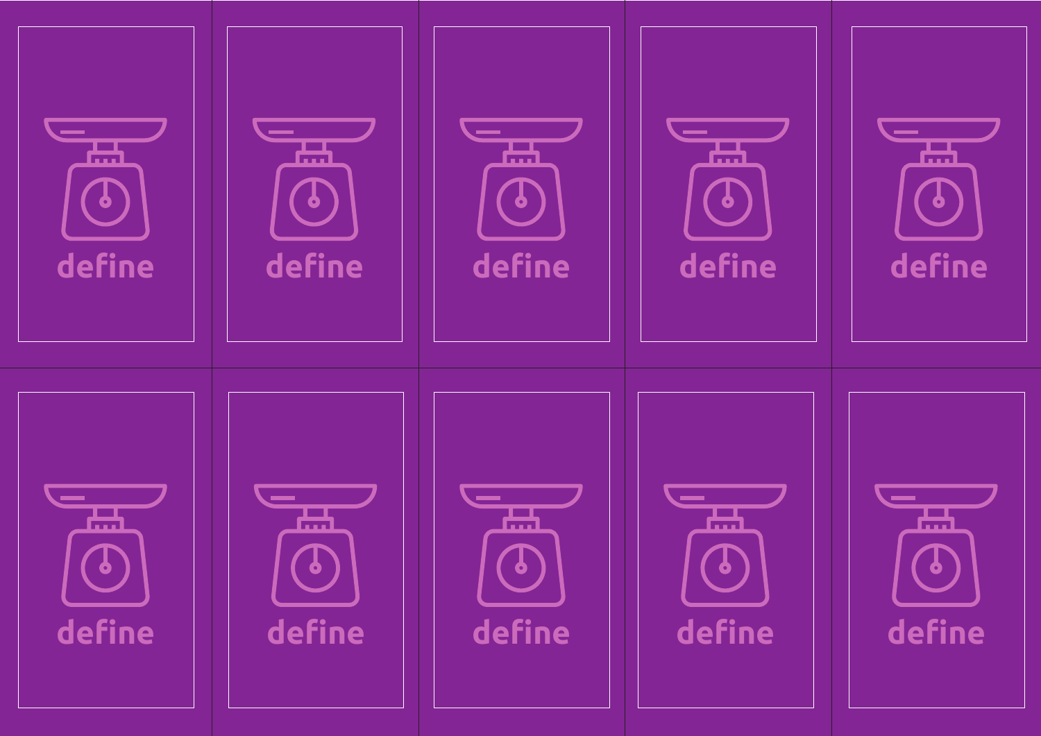define

define

define

define

define

define

define

define

define

define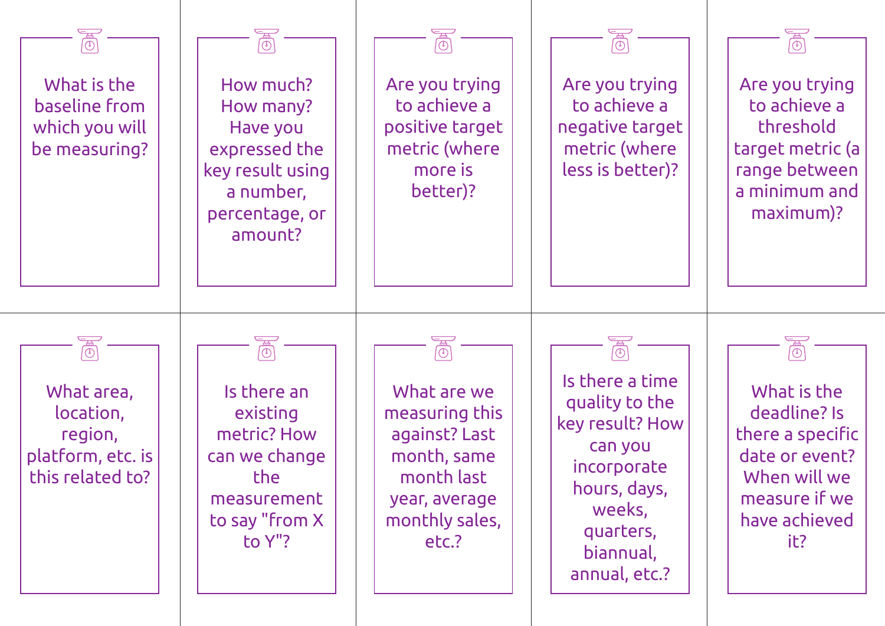What is the baseline from which you will be measuring?

How much? How many? Have you expressed the key result using a number, percentage, or amount?

Are you trying to achieve a positive target metric (where more is better)?

Are you trying to achieve a negative target metric (where less is better)?

Are you trying to achieve a threshold target metric (a range between a minimum and maximum)?

What area, location, region, platform, etc. is this related to?

Is there an existing metric? How can we change the measurement to say "from X to Y"?

What are we measuring this against? Last month, same month last year, average monthly sales, etc.?

Is there a time quality to the key result? How can you incorporate hours, days, weeks, quarters, biannual, annual, etc.?

What is the deadline? Is there a specific date or event? When will we measure if we have achieved it?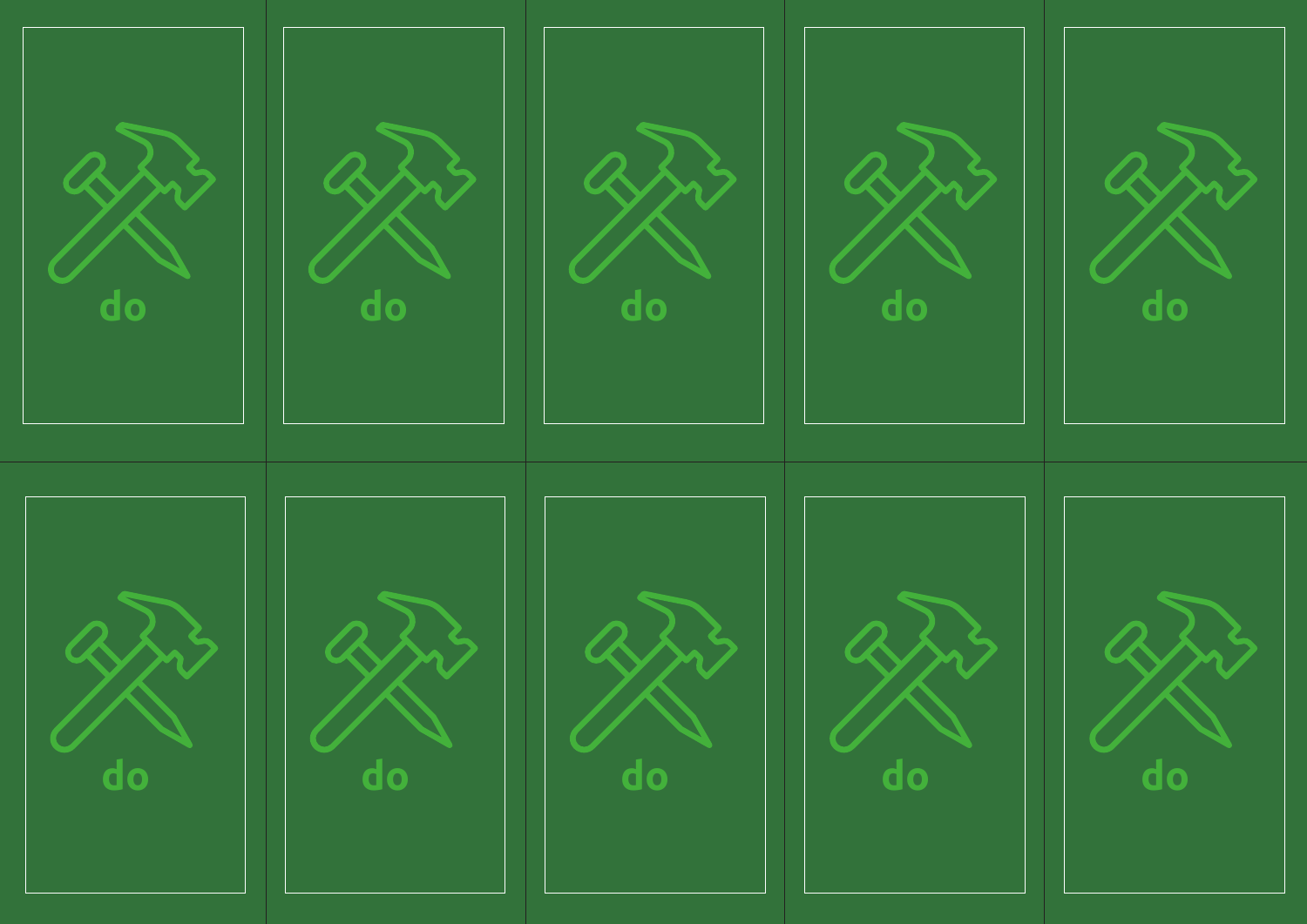do

do

do

do

do

do

do

do

do

do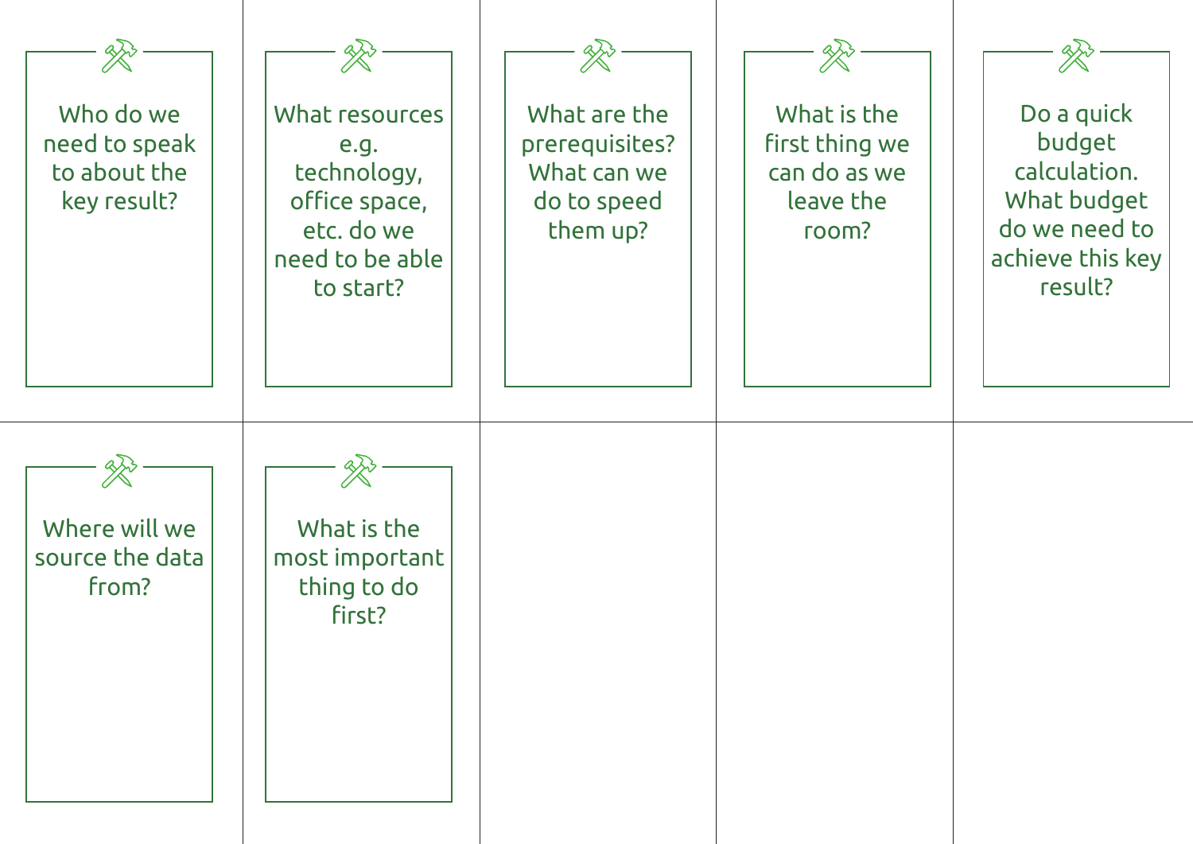Who do we need to speak to about the key result?

What resources e.g. technology, office space, etc. do we need to be able to start?

What are the prerequisites? What can we do to speed them up?

What is the first thing we can do as we leave the room?

Do a quick budget calculation. What budget do we need to achieve this key result?

Where will we source the data from?

What is the most important thing to do first?